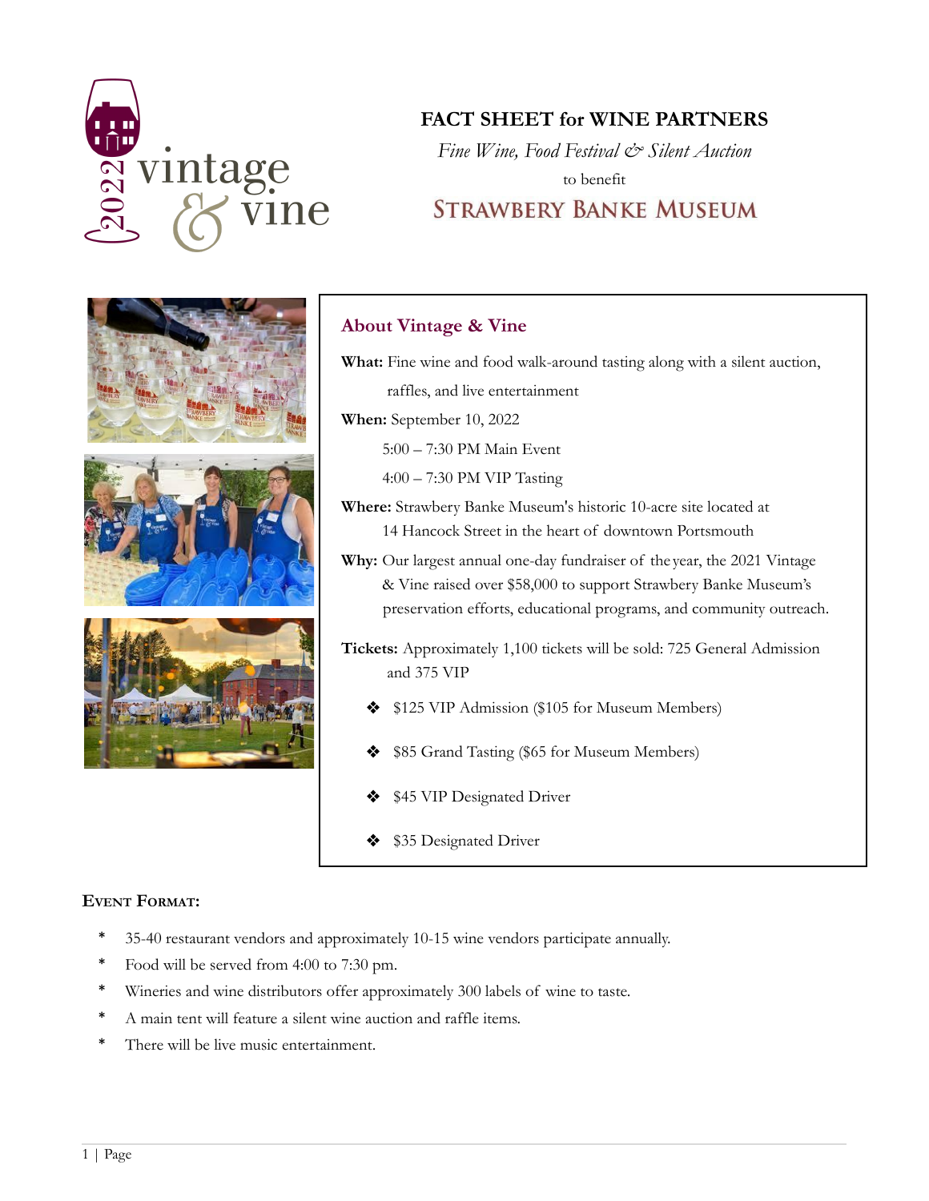2022 vintage & vine

# FACT SHEET for WINE PARTNERS

*Fine Wine, Food Festival & Silent Auction*

to benefit

## STRAWBERY BANKE MUSEUM

### About Vintage & Vine

**What:** Fine wine and food walk-around tasting along with a silent auction, raffles, and live entertainment

**When:** September 10, 2022

5:00 – 7:30 PM Main Event

4:00 – 7:30 PM VIP Tasting

**Where:** Strawbery Banke Museum's historic 10-acre site located at 14 Hancock Street in the heart of downtown Portsmouth

**Why:** Our largest annual one-day fundraiser of the year, the 2021 Vintage & Vine raised over $58,000 to support Strawbery Banke Museum's preservation efforts, educational programs, and community outreach.

**Tickets:** Approximately 1,100 tickets will be sold: 725 General Admission and 375 VIP

- $125 VIP Admission ($105 for Museum Members)
- $85 Grand Tasting ($65 for Museum Members)
- $45 VIP Designated Driver
- $35 Designated Driver

### Event Format:

- 35-40 restaurant vendors and approximately 10-15 wine vendors participate annually.
- Food will be served from 4:00 to 7:30 pm.
- Wineries and wine distributors offer approximately 300 labels of wine to taste.
- A main tent will feature a silent wine auction and raffle items.
- There will be live music entertainment.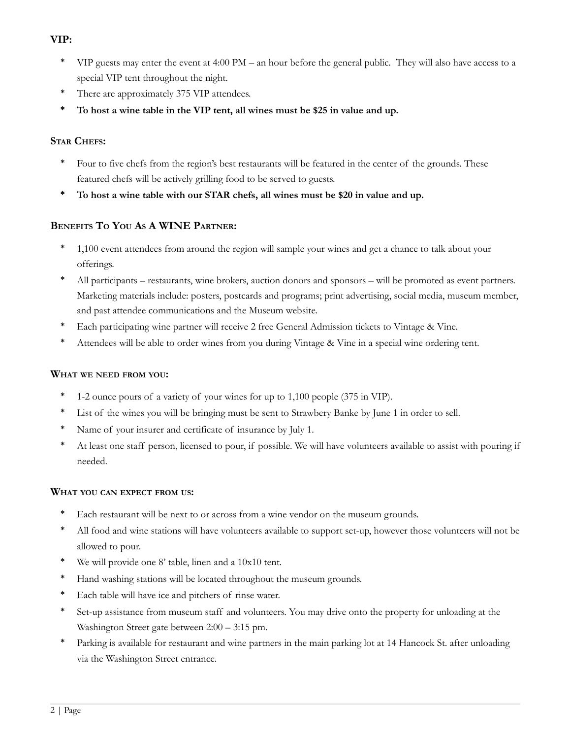### VIP:

* VIP guests may enter the event at 4:00 PM – an hour before the general public. They will also have access to a special VIP tent throughout the night.
* There are approximately 375 VIP attendees.
* **To host a wine table in the VIP tent, all wines must be $25 in value and up.**

### Star Chefs:

* Four to five chefs from the region's best restaurants will be featured in the center of the grounds. These featured chefs will be actively grilling food to be served to guests.
* **To host a wine table with our STAR chefs, all wines must be $20 in value and up.**

### Benefits To You As A WINE Partner:

* 1,100 event attendees from around the region will sample your wines and get a chance to talk about your offerings.
* All participants – restaurants, wine brokers, auction donors and sponsors – will be promoted as event partners. Marketing materials include: posters, postcards and programs; print advertising, social media, museum member, and past attendee communications and the Museum website.
* Each participating wine partner will receive 2 free General Admission tickets to Vintage & Vine.
* Attendees will be able to order wines from you during Vintage & Vine in a special wine ordering tent.

### What we need from you:

* 1-2 ounce pours of a variety of your wines for up to 1,100 people (375 in VIP).
* List of the wines you will be bringing must be sent to Strawbery Banke by June 1 in order to sell.
* Name of your insurer and certificate of insurance by July 1.
* At least one staff person, licensed to pour, if possible. We will have volunteers available to assist with pouring if needed.

### What you can expect from us:

* Each restaurant will be next to or across from a wine vendor on the museum grounds.
* All food and wine stations will have volunteers available to support set-up, however those volunteers will not be allowed to pour.
* We will provide one 8' table, linen and a 10x10 tent.
* Hand washing stations will be located throughout the museum grounds.
* Each table will have ice and pitchers of rinse water.
* Set-up assistance from museum staff and volunteers. You may drive onto the property for unloading at the Washington Street gate between 2:00 – 3:15 pm.
* Parking is available for restaurant and wine partners in the main parking lot at 14 Hancock St. after unloading via the Washington Street entrance.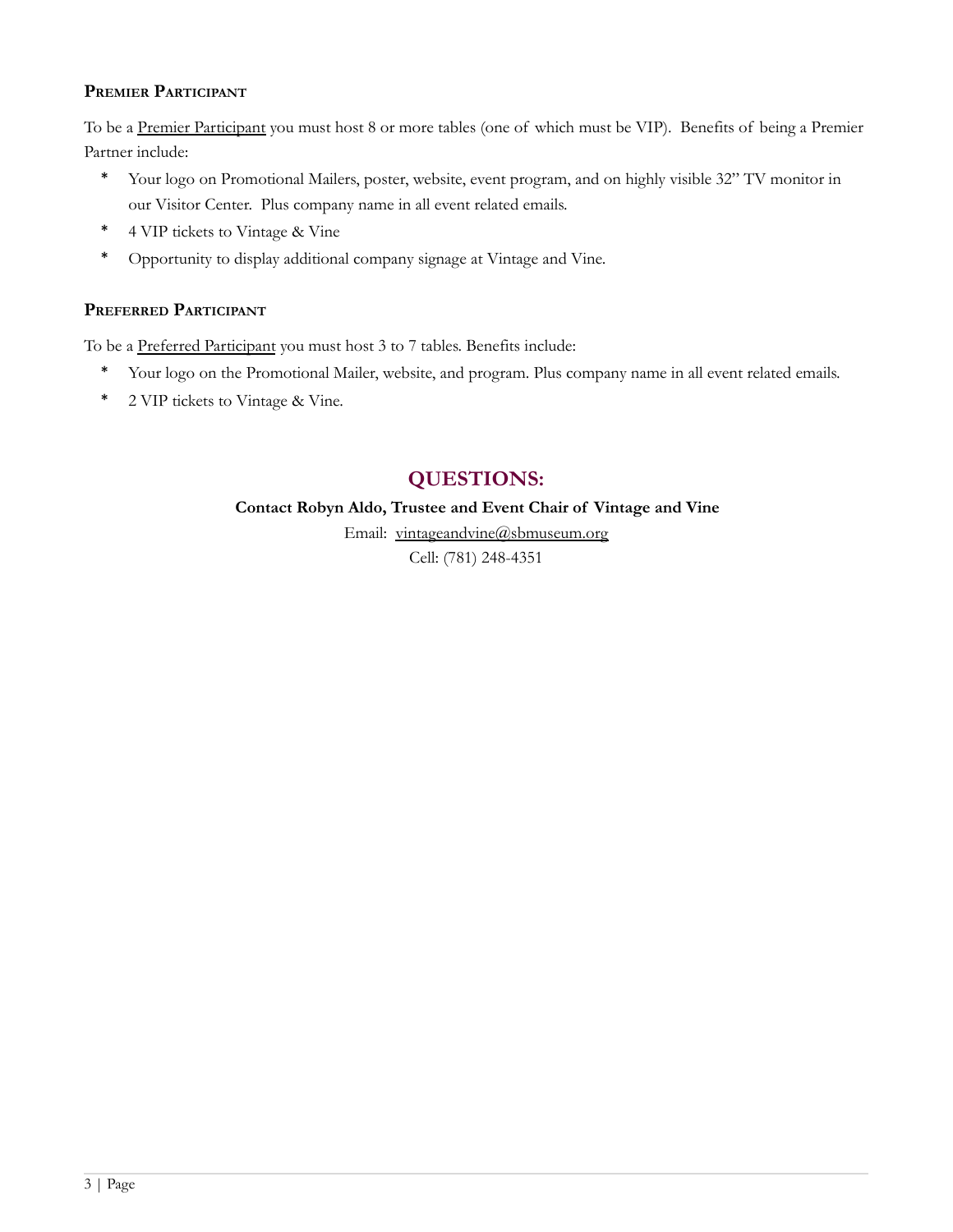### Premier Participant

To be a Premier Participant you must host 8 or more tables (one of which must be VIP). Benefits of being a Premier Partner include:

* Your logo on Promotional Mailers, poster, website, event program, and on highly visible 32" TV monitor in our Visitor Center. Plus company name in all event related emails.
* 4 VIP tickets to Vintage & Vine
* Opportunity to display additional company signage at Vintage and Vine.

### Preferred Participant

To be a Preferred Participant you must host 3 to 7 tables. Benefits include:

* Your logo on the Promotional Mailer, website, and program. Plus company name in all event related emails.
* 2 VIP tickets to Vintage & Vine.

## QUESTIONS:

**Contact Robyn Aldo, Trustee and Event Chair of Vintage and Vine**

Email: vintageandvine@sbmuseum.org

Cell: (781) 248-4351